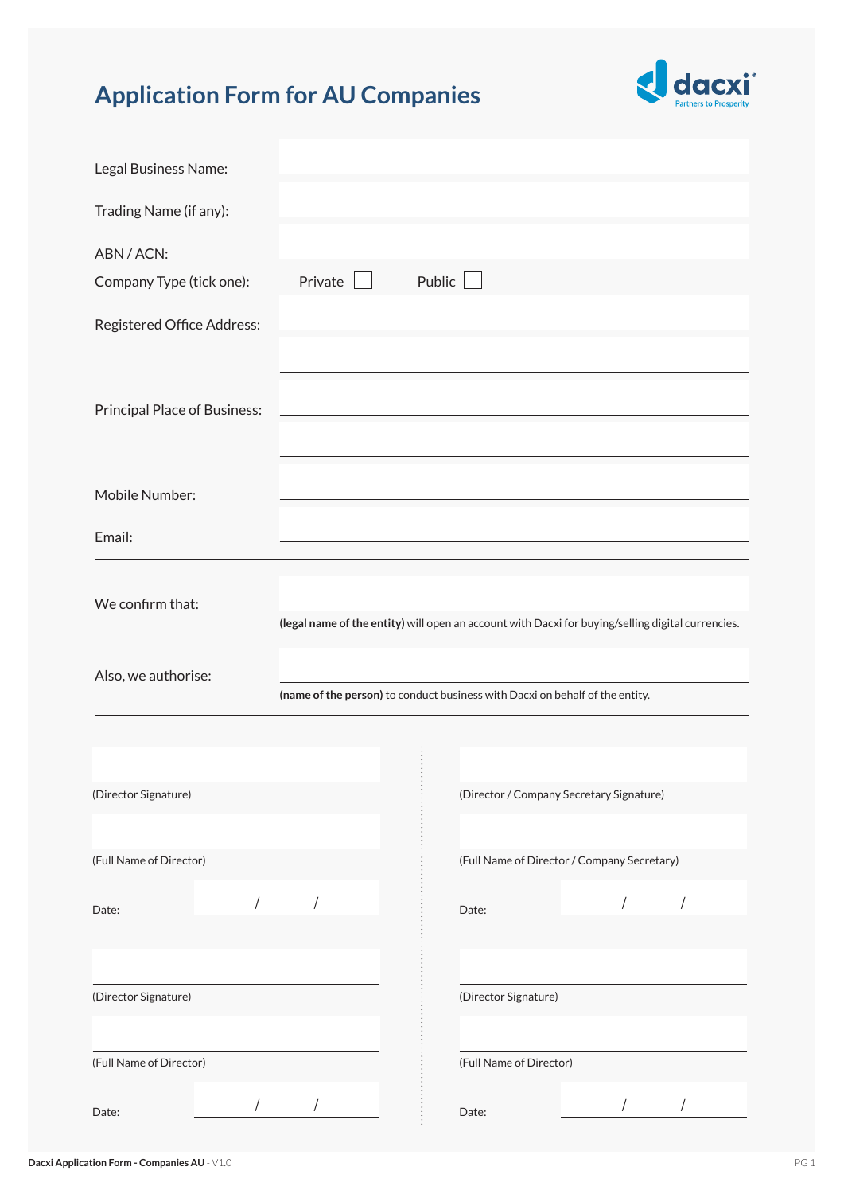# Application Form for AU Companies

dacxi
Partners to Prosperity

Legal Business Name: ______________________

Trading Name (if any): ______________________

ABN / ACN: ______________________

Company Type (tick one): Private ☐ Public ☐

Registered Office Address: ______________________

______________________

Principal Place of Business: ______________________

______________________

Mobile Number: ______________________

Email: ______________________

---

We confirm that: ______________________

**(legal name of the entity)** will open an account with Dacxi for buying/selling digital currencies.

Also, we authorise: ______________________

**(name of the person)** to conduct business with Dacxi on behalf of the entity.

---

______________________
(Director Signature)

______________________
(Full Name of Director)

Date: ____ / ____ / ____

______________________
(Director / Company Secretary Signature)

______________________
(Full Name of Director / Company Secretary)

Date: ____ / ____ / ____

______________________
(Director Signature)

______________________
(Full Name of Director)

Date: ____ / ____ / ____

______________________
(Director Signature)

______________________
(Full Name of Director)

Date: ____ / ____ / ____

**Dacxi Application Form - Companies AU** - V1.0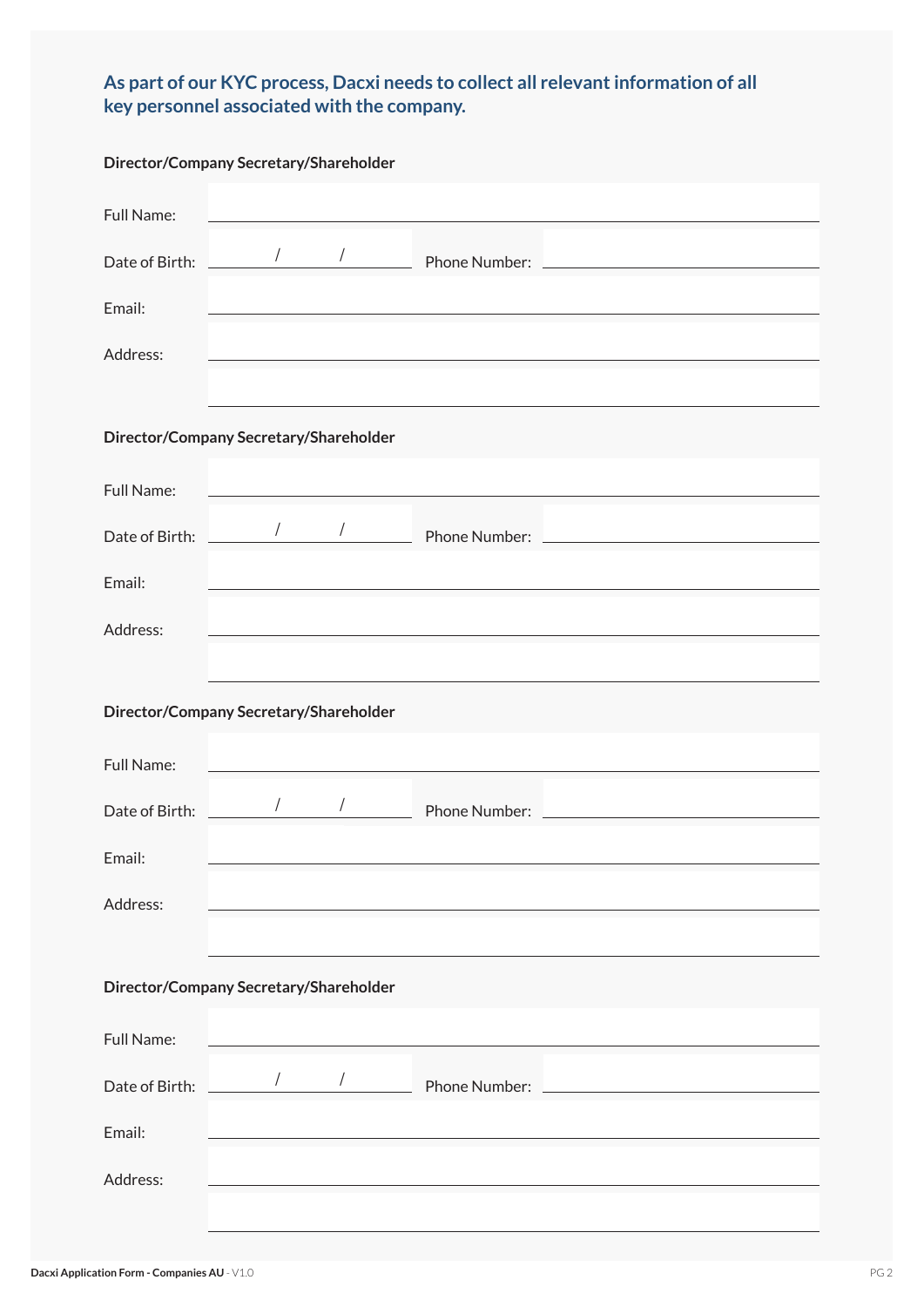**As part of our KYC process, Dacxi needs to collect all relevant information of all key personnel associated with the company.**

**Director/Company Secretary/Shareholder**

Full Name: ______________________________

Date of Birth: ____ / ____ / ____ Phone Number: ______________________________

Email: ______________________________

Address: ______________________________

______________________________

**Director/Company Secretary/Shareholder**

Full Name: ______________________________

Date of Birth: ____ / ____ / ____ Phone Number: ______________________________

Email: ______________________________

Address: ______________________________

______________________________

**Director/Company Secretary/Shareholder**

Full Name: ______________________________

Date of Birth: ____ / ____ / ____ Phone Number: ______________________________

Email: ______________________________

Address: ______________________________

______________________________

**Director/Company Secretary/Shareholder**

Full Name: ______________________________

Date of Birth: ____ / ____ / ____ Phone Number: ______________________________

Email: ______________________________

Address: ______________________________

______________________________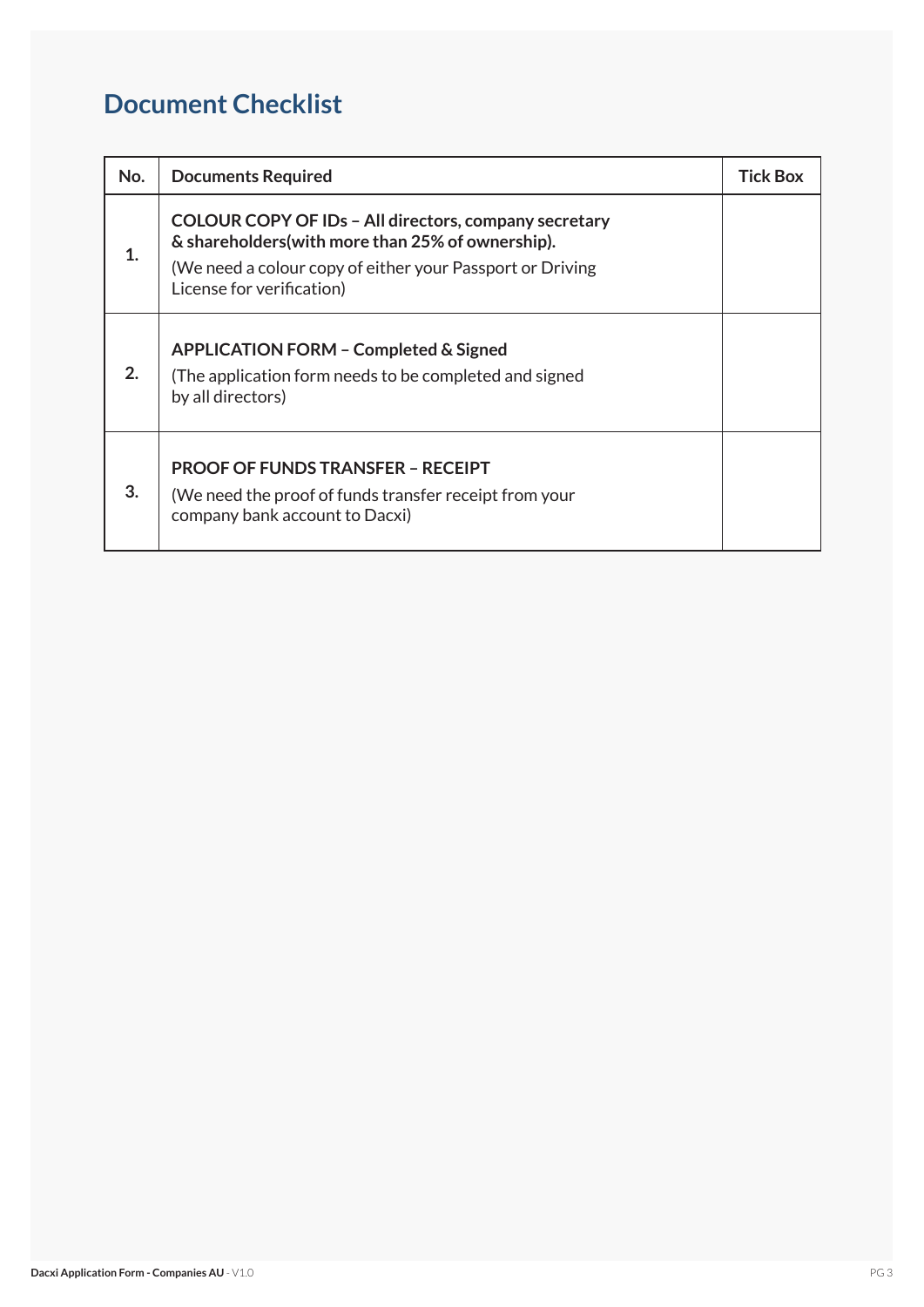## Document Checklist

| No. | Documents Required | Tick Box |
|---|---|---|
| **1.** | **COLOUR COPY OF IDs – All directors, company secretary & shareholders(with more than 25% of ownership).** (We need a colour copy of either your Passport or Driving License for verification) | |
| **2.** | **APPLICATION FORM – Completed & Signed** (The application form needs to be completed and signed by all directors) | |
| **3.** | **PROOF OF FUNDS TRANSFER – RECEIPT** (We need the proof of funds transfer receipt from your company bank account to Dacxi) | |